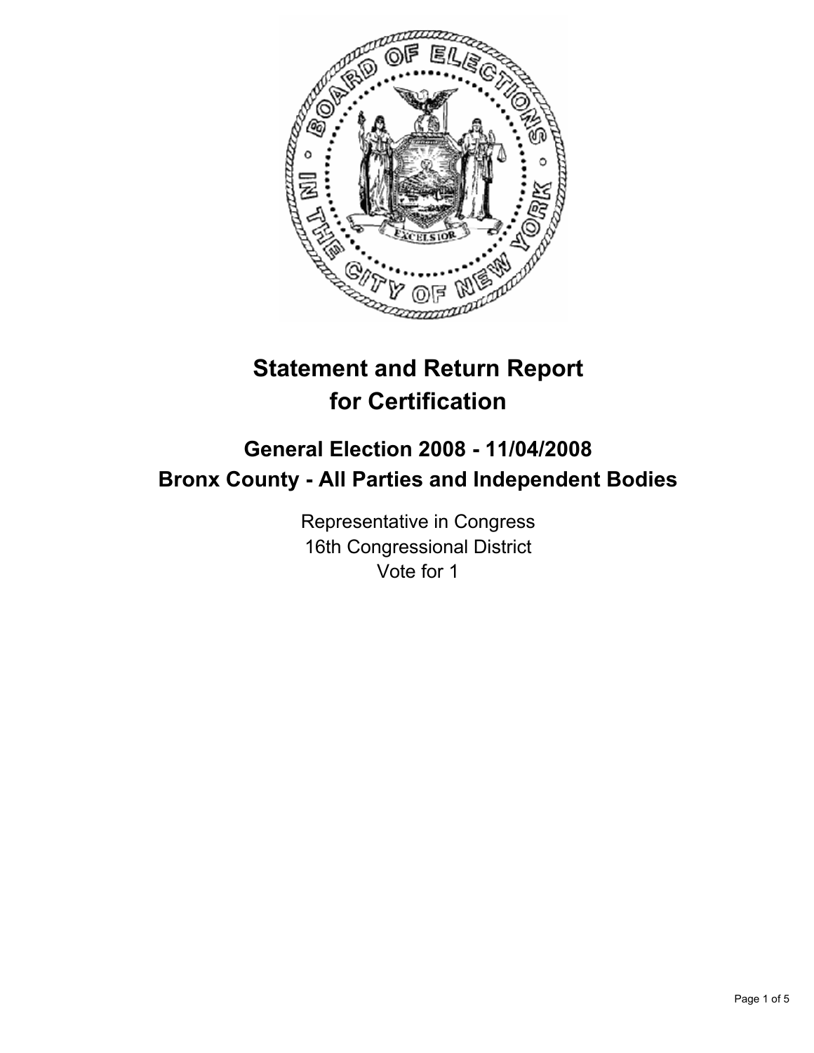# Statement and Return Report for Certification

## General Election 2008 - 11/04/2008
## Bronx County - All Parties and Independent Bodies

Representative in Congress
16th Congressional District
Vote for 1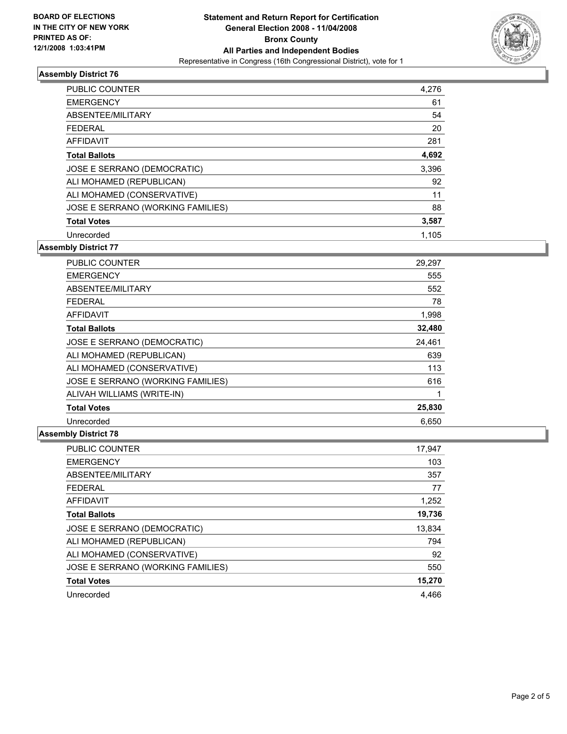**BOARD OF ELECTIONS IN THE CITY OF NEW YORK PRINTED AS OF: 12/1/2008 1:03:41PM**

# Statement and Return Report for Certification
## General Election 2008 - 11/04/2008
## Bronx County
## All Parties and Independent Bodies
Representative in Congress (16th Congressional District), vote for 1

### Assembly District 76

| | |
|---|---|
| PUBLIC COUNTER | 4,276 |
| EMERGENCY | 61 |
| ABSENTEE/MILITARY | 54 |
| FEDERAL | 20 |
| AFFIDAVIT | 281 |
| **Total Ballots** | **4,692** |
| JOSE E SERRANO (DEMOCRATIC) | 3,396 |
| ALI MOHAMED (REPUBLICAN) | 92 |
| ALI MOHAMED (CONSERVATIVE) | 11 |
| JOSE E SERRANO (WORKING FAMILIES) | 88 |
| **Total Votes** | **3,587** |
| Unrecorded | 1,105 |

### Assembly District 77

| | |
|---|---|
| PUBLIC COUNTER | 29,297 |
| EMERGENCY | 555 |
| ABSENTEE/MILITARY | 552 |
| FEDERAL | 78 |
| AFFIDAVIT | 1,998 |
| **Total Ballots** | **32,480** |
| JOSE E SERRANO (DEMOCRATIC) | 24,461 |
| ALI MOHAMED (REPUBLICAN) | 639 |
| ALI MOHAMED (CONSERVATIVE) | 113 |
| JOSE E SERRANO (WORKING FAMILIES) | 616 |
| ALIVAH WILLIAMS (WRITE-IN) | 1 |
| **Total Votes** | **25,830** |
| Unrecorded | 6,650 |

### Assembly District 78

| | |
|---|---|
| PUBLIC COUNTER | 17,947 |
| EMERGENCY | 103 |
| ABSENTEE/MILITARY | 357 |
| FEDERAL | 77 |
| AFFIDAVIT | 1,252 |
| **Total Ballots** | **19,736** |
| JOSE E SERRANO (DEMOCRATIC) | 13,834 |
| ALI MOHAMED (REPUBLICAN) | 794 |
| ALI MOHAMED (CONSERVATIVE) | 92 |
| JOSE E SERRANO (WORKING FAMILIES) | 550 |
| **Total Votes** | **15,270** |
| Unrecorded | 4,466 |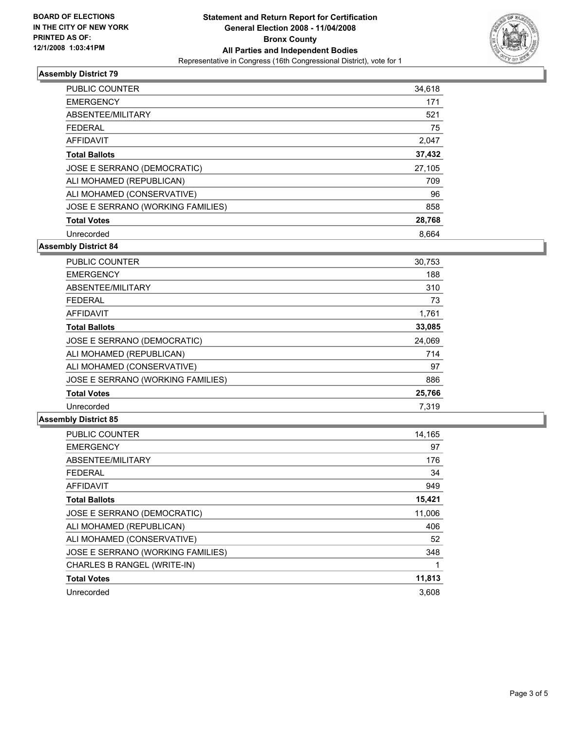**BOARD OF ELECTIONS IN THE CITY OF NEW YORK PRINTED AS OF: 12/1/2008 1:03:41PM**

# Statement and Return Report for Certification
## General Election 2008 - 11/04/2008
## Bronx County
## All Parties and Independent Bodies
Representative in Congress (16th Congressional District), vote for 1

### Assembly District 79

| | |
|---|---:|
| PUBLIC COUNTER | 34,618 |
| EMERGENCY | 171 |
| ABSENTEE/MILITARY | 521 |
| FEDERAL | 75 |
| AFFIDAVIT | 2,047 |
| **Total Ballots** | **37,432** |
| JOSE E SERRANO (DEMOCRATIC) | 27,105 |
| ALI MOHAMED (REPUBLICAN) | 709 |
| ALI MOHAMED (CONSERVATIVE) | 96 |
| JOSE E SERRANO (WORKING FAMILIES) | 858 |
| **Total Votes** | **28,768** |
| Unrecorded | 8,664 |

### Assembly District 84

| | |
|---|---:|
| PUBLIC COUNTER | 30,753 |
| EMERGENCY | 188 |
| ABSENTEE/MILITARY | 310 |
| FEDERAL | 73 |
| AFFIDAVIT | 1,761 |
| **Total Ballots** | **33,085** |
| JOSE E SERRANO (DEMOCRATIC) | 24,069 |
| ALI MOHAMED (REPUBLICAN) | 714 |
| ALI MOHAMED (CONSERVATIVE) | 97 |
| JOSE E SERRANO (WORKING FAMILIES) | 886 |
| **Total Votes** | **25,766** |
| Unrecorded | 7,319 |

### Assembly District 85

| | |
|---|---:|
| PUBLIC COUNTER | 14,165 |
| EMERGENCY | 97 |
| ABSENTEE/MILITARY | 176 |
| FEDERAL | 34 |
| AFFIDAVIT | 949 |
| **Total Ballots** | **15,421** |
| JOSE E SERRANO (DEMOCRATIC) | 11,006 |
| ALI MOHAMED (REPUBLICAN) | 406 |
| ALI MOHAMED (CONSERVATIVE) | 52 |
| JOSE E SERRANO (WORKING FAMILIES) | 348 |
| CHARLES B RANGEL (WRITE-IN) | 1 |
| **Total Votes** | **11,813** |
| Unrecorded | 3,608 |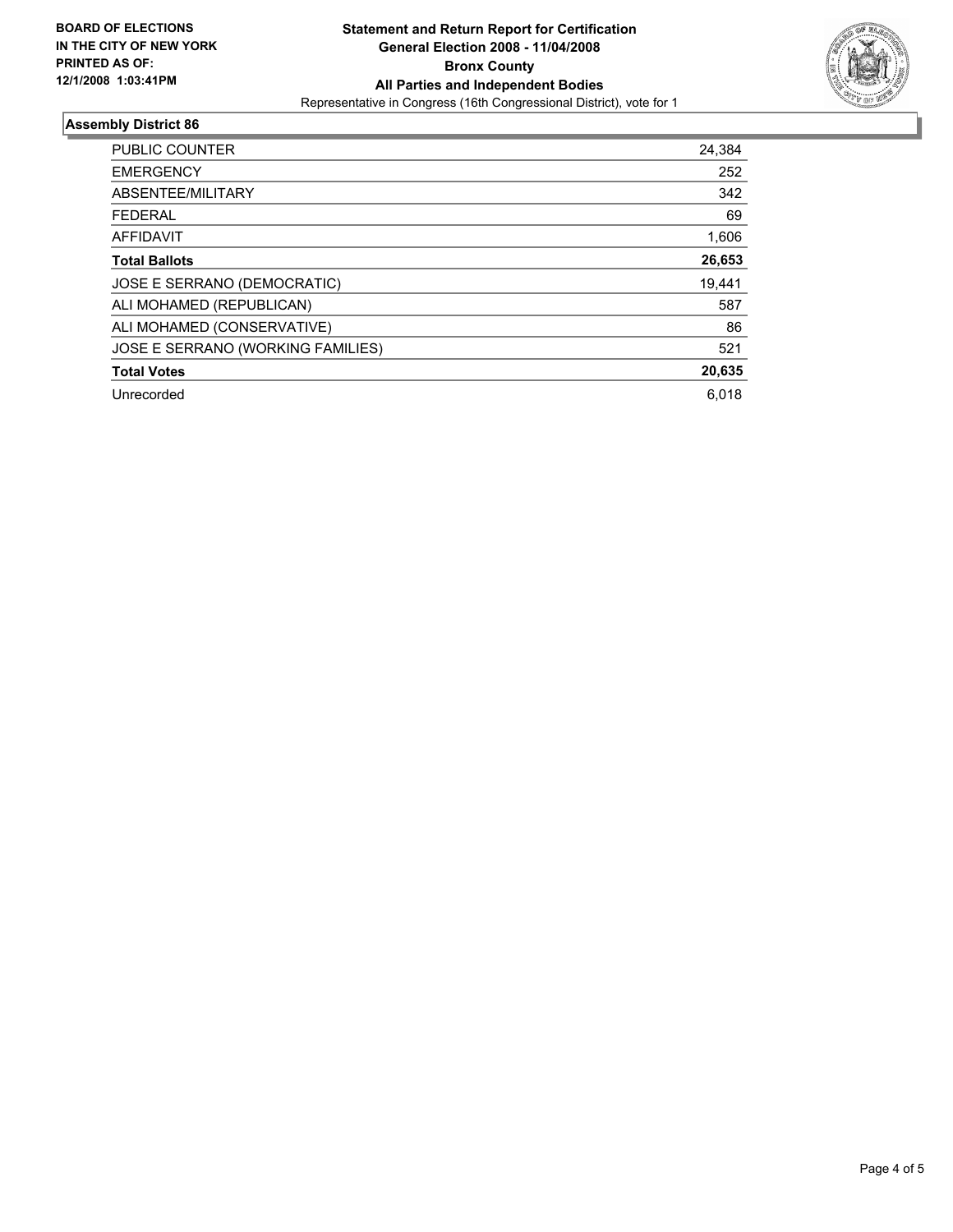**BOARD OF ELECTIONS IN THE CITY OF NEW YORK PRINTED AS OF: 12/1/2008 1:03:41PM**

**Statement and Return Report for Certification**
**General Election 2008 - 11/04/2008**
**Bronx County**
**All Parties and Independent Bodies**
Representative in Congress (16th Congressional District), vote for 1

## Assembly District 86

| | |
|---|---|
| PUBLIC COUNTER | 24,384 |
| EMERGENCY | 252 |
| ABSENTEE/MILITARY | 342 |
| FEDERAL | 69 |
| AFFIDAVIT | 1,606 |
| **Total Ballots** | **26,653** |
| JOSE E SERRANO (DEMOCRATIC) | 19,441 |
| ALI MOHAMED (REPUBLICAN) | 587 |
| ALI MOHAMED (CONSERVATIVE) | 86 |
| JOSE E SERRANO (WORKING FAMILIES) | 521 |
| **Total Votes** | **20,635** |
| Unrecorded | 6,018 |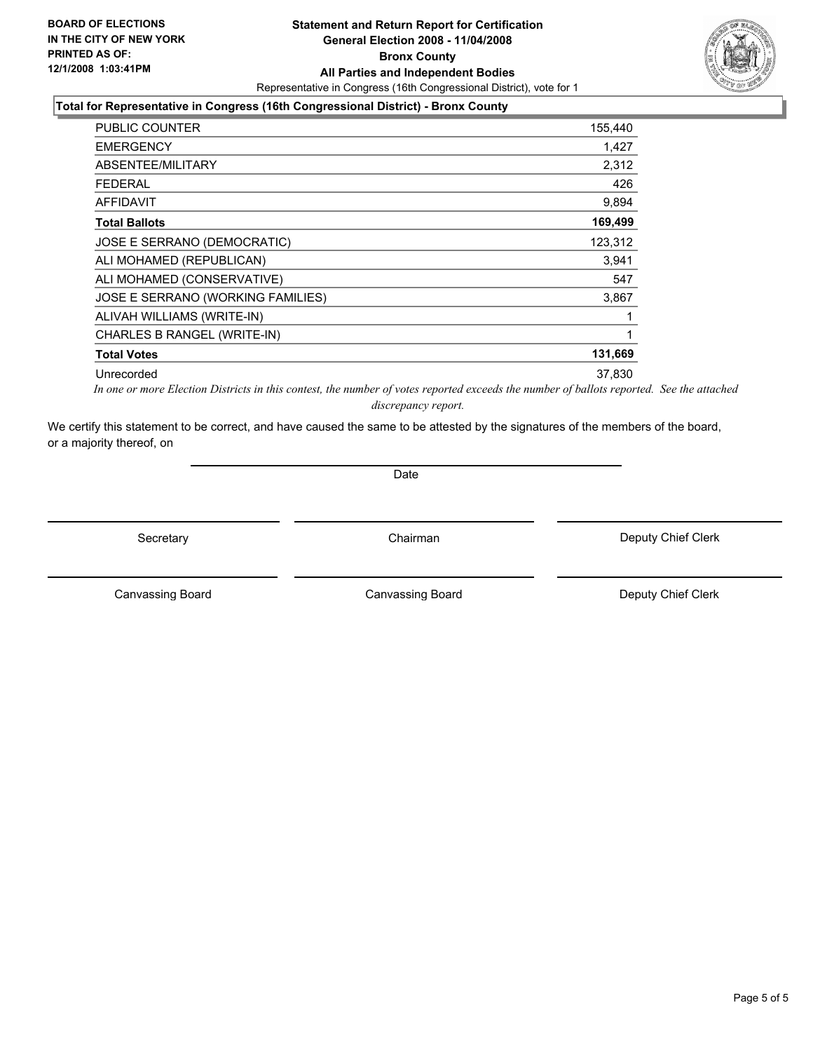**BOARD OF ELECTIONS IN THE CITY OF NEW YORK PRINTED AS OF: 12/1/2008 1:03:41PM**

**Statement and Return Report for Certification General Election 2008 - 11/04/2008 Bronx County All Parties and Independent Bodies**

Representative in Congress (16th Congressional District), vote for 1

### Total for Representative in Congress (16th Congressional District) - Bronx County

| | |
|---|---|
| PUBLIC COUNTER | 155,440 |
| EMERGENCY | 1,427 |
| ABSENTEE/MILITARY | 2,312 |
| FEDERAL | 426 |
| AFFIDAVIT | 9,894 |
| **Total Ballots** | **169,499** |
| JOSE E SERRANO (DEMOCRATIC) | 123,312 |
| ALI MOHAMED (REPUBLICAN) | 3,941 |
| ALI MOHAMED (CONSERVATIVE) | 547 |
| JOSE E SERRANO (WORKING FAMILIES) | 3,867 |
| ALIVAH WILLIAMS (WRITE-IN) | 1 |
| CHARLES B RANGEL (WRITE-IN) | 1 |
| **Total Votes** | **131,669** |
| Unrecorded | 37,830 |

*In one or more Election Districts in this contest, the number of votes reported exceeds the number of ballots reported. See the attached discrepancy report.*

We certify this statement to be correct, and have caused the same to be attested by the signatures of the members of the board, or a majority thereof, on

Date

Secretary | Chairman | Deputy Chief Clerk

Canvassing Board | Canvassing Board | Deputy Chief Clerk